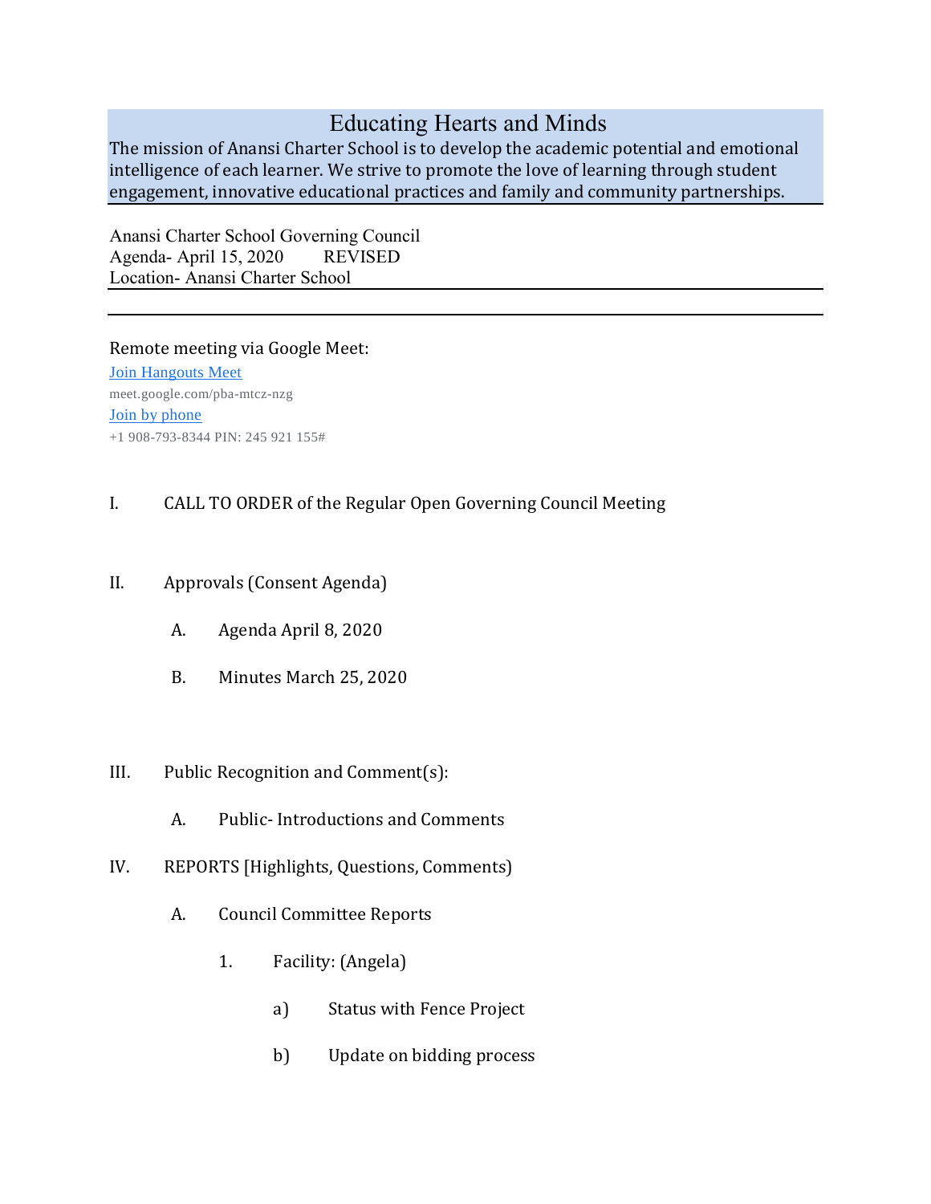# Educating Hearts and Minds

The mission of Anansi Charter School is to develop the academic potential and emotional intelligence of each learner. We strive to promote the love of learning through student engagement, innovative educational practices and family and community partnerships.

---

Anansi Charter School Governing Council
Agenda- April 15, 2020 REVISED
Location- Anansi Charter School

---

Remote meeting via Google Meet:

[Join Hangouts Meet](meet.google.com/pba-mtcz-nzg)
meet.google.com/pba-mtcz-nzg
Join by phone
+1 908-793-8344 PIN: 245 921 155#

I. CALL TO ORDER of the Regular Open Governing Council Meeting

II. Approvals (Consent Agenda)

  A. Agenda April 8, 2020

  B. Minutes March 25, 2020

III. Public Recognition and Comment(s):

  A. Public- Introductions and Comments

IV. REPORTS [Highlights, Questions, Comments)

  A. Council Committee Reports

    1. Facility: (Angela)

      a) Status with Fence Project

      b) Update on bidding process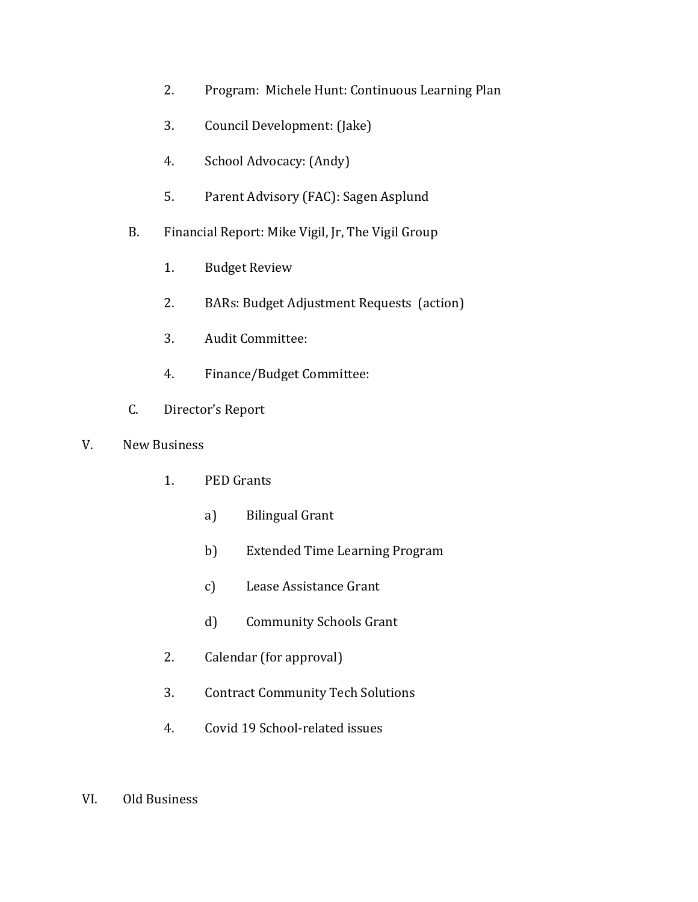2. Program: Michele Hunt: Continuous Learning Plan
   3. Council Development: (Jake)
   4. School Advocacy: (Andy)
   5. Parent Advisory (FAC): Sagen Asplund

B. Financial Report: Mike Vigil, Jr, The Vigil Group

   1. Budget Review
   2. BARs: Budget Adjustment Requests (action)
   3. Audit Committee:
   4. Finance/Budget Committee:

C. Director's Report

V. New Business

   1. PED Grants
      a) Bilingual Grant
      b) Extended Time Learning Program
      c) Lease Assistance Grant
      d) Community Schools Grant
   2. Calendar (for approval)
   3. Contract Community Tech Solutions
   4. Covid 19 School-related issues

VI. Old Business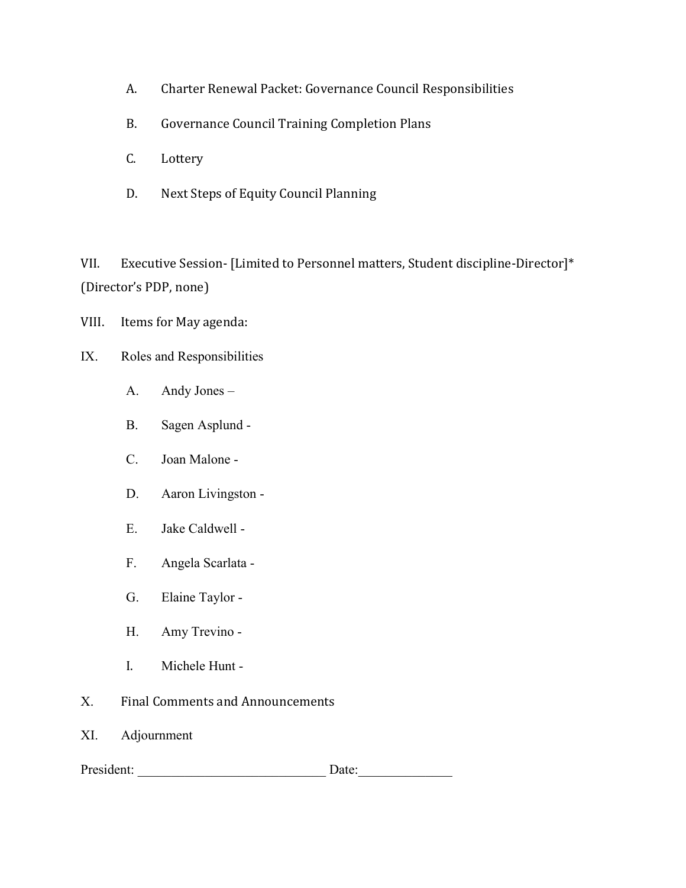A. Charter Renewal Packet: Governance Council Responsibilities

B. Governance Council Training Completion Plans

C. Lottery

D. Next Steps of Equity Council Planning

VII. Executive Session- [Limited to Personnel matters, Student discipline-Director]* (Director's PDP, none)

VIII. Items for May agenda:

IX. Roles and Responsibilities

A. Andy Jones –

B. Sagen Asplund -

C. Joan Malone -

D. Aaron Livingston -

E. Jake Caldwell -

F. Angela Scarlata -

G. Elaine Taylor -

H. Amy Trevino -

I. Michele Hunt -

X. Final Comments and Announcements

XI. Adjournment

President: ____________________________ Date:______________